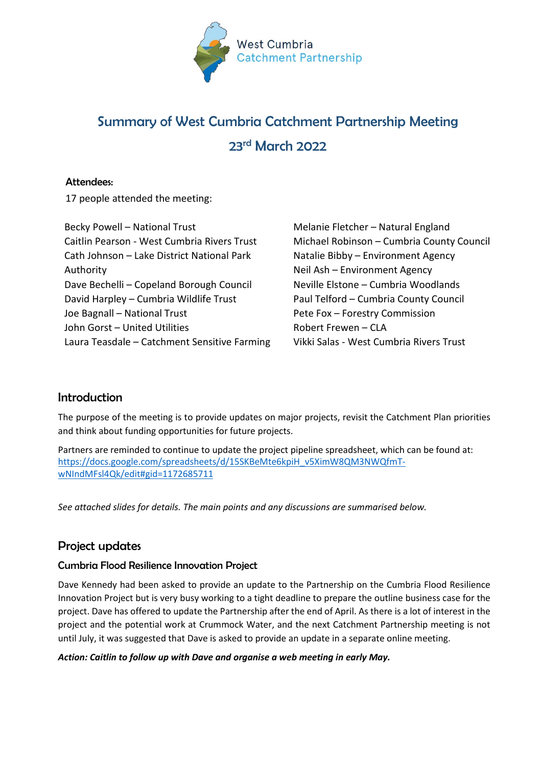West Cumbria Catchment Partnership

# Summary of West Cumbria Catchment Partnership Meeting

## 23rd March 2022

**Attendees:**

17 people attended the meeting:

Becky Powell – National Trust
Caitlin Pearson - West Cumbria Rivers Trust
Cath Johnson – Lake District National Park Authority
Dave Bechelli – Copeland Borough Council
David Harpley – Cumbria Wildlife Trust
Joe Bagnall – National Trust
John Gorst – United Utilities
Laura Teasdale – Catchment Sensitive Farming
Melanie Fletcher – Natural England
Michael Robinson – Cumbria County Council
Natalie Bibby – Environment Agency
Neil Ash – Environment Agency
Neville Elstone – Cumbria Woodlands
Paul Telford – Cumbria County Council
Pete Fox – Forestry Commission
Robert Frewen – CLA
Vikki Salas - West Cumbria Rivers Trust

## Introduction

The purpose of the meeting is to provide updates on major projects, revisit the Catchment Plan priorities and think about funding opportunities for future projects.

Partners are reminded to continue to update the project pipeline spreadsheet, which can be found at: https://docs.google.com/spreadsheets/d/15SKBeMte6kpiH_v5XimW8QM3NWQfmT-wNIndMFsl4Qk/edit#gid=1172685711

*See attached slides for details. The main points and any discussions are summarised below.*

## Project updates

### Cumbria Flood Resilience Innovation Project

Dave Kennedy had been asked to provide an update to the Partnership on the Cumbria Flood Resilience Innovation Project but is very busy working to a tight deadline to prepare the outline business case for the project. Dave has offered to update the Partnership after the end of April. As there is a lot of interest in the project and the potential work at Crummock Water, and the next Catchment Partnership meeting is not until July, it was suggested that Dave is asked to provide an update in a separate online meeting.

***Action: Caitlin to follow up with Dave and organise a web meeting in early May.***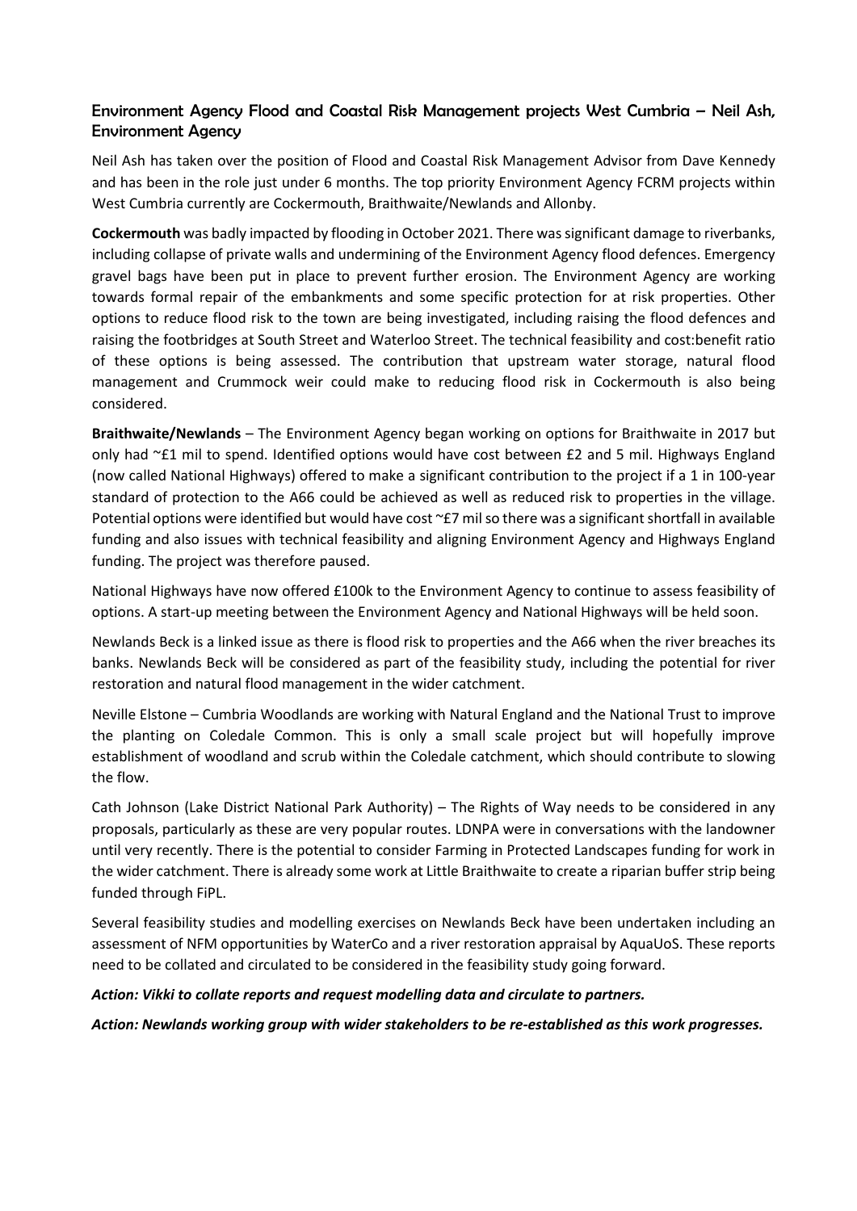## Environment Agency Flood and Coastal Risk Management projects West Cumbria – Neil Ash, Environment Agency

Neil Ash has taken over the position of Flood and Coastal Risk Management Advisor from Dave Kennedy and has been in the role just under 6 months. The top priority Environment Agency FCRM projects within West Cumbria currently are Cockermouth, Braithwaite/Newlands and Allonby.

**Cockermouth** was badly impacted by flooding in October 2021. There was significant damage to riverbanks, including collapse of private walls and undermining of the Environment Agency flood defences. Emergency gravel bags have been put in place to prevent further erosion. The Environment Agency are working towards formal repair of the embankments and some specific protection for at risk properties. Other options to reduce flood risk to the town are being investigated, including raising the flood defences and raising the footbridges at South Street and Waterloo Street. The technical feasibility and cost:benefit ratio of these options is being assessed. The contribution that upstream water storage, natural flood management and Crummock weir could make to reducing flood risk in Cockermouth is also being considered.

**Braithwaite/Newlands** – The Environment Agency began working on options for Braithwaite in 2017 but only had ~£1 mil to spend. Identified options would have cost between £2 and 5 mil. Highways England (now called National Highways) offered to make a significant contribution to the project if a 1 in 100-year standard of protection to the A66 could be achieved as well as reduced risk to properties in the village. Potential options were identified but would have cost ~£7 mil so there was a significant shortfall in available funding and also issues with technical feasibility and aligning Environment Agency and Highways England funding. The project was therefore paused.

National Highways have now offered £100k to the Environment Agency to continue to assess feasibility of options. A start-up meeting between the Environment Agency and National Highways will be held soon.

Newlands Beck is a linked issue as there is flood risk to properties and the A66 when the river breaches its banks. Newlands Beck will be considered as part of the feasibility study, including the potential for river restoration and natural flood management in the wider catchment.

Neville Elstone – Cumbria Woodlands are working with Natural England and the National Trust to improve the planting on Coledale Common. This is only a small scale project but will hopefully improve establishment of woodland and scrub within the Coledale catchment, which should contribute to slowing the flow.

Cath Johnson (Lake District National Park Authority) – The Rights of Way needs to be considered in any proposals, particularly as these are very popular routes. LDNPA were in conversations with the landowner until very recently. There is the potential to consider Farming in Protected Landscapes funding for work in the wider catchment. There is already some work at Little Braithwaite to create a riparian buffer strip being funded through FiPL.

Several feasibility studies and modelling exercises on Newlands Beck have been undertaken including an assessment of NFM opportunities by WaterCo and a river restoration appraisal by AquaUoS. These reports need to be collated and circulated to be considered in the feasibility study going forward.

***Action: Vikki to collate reports and request modelling data and circulate to partners.***

***Action: Newlands working group with wider stakeholders to be re-established as this work progresses.***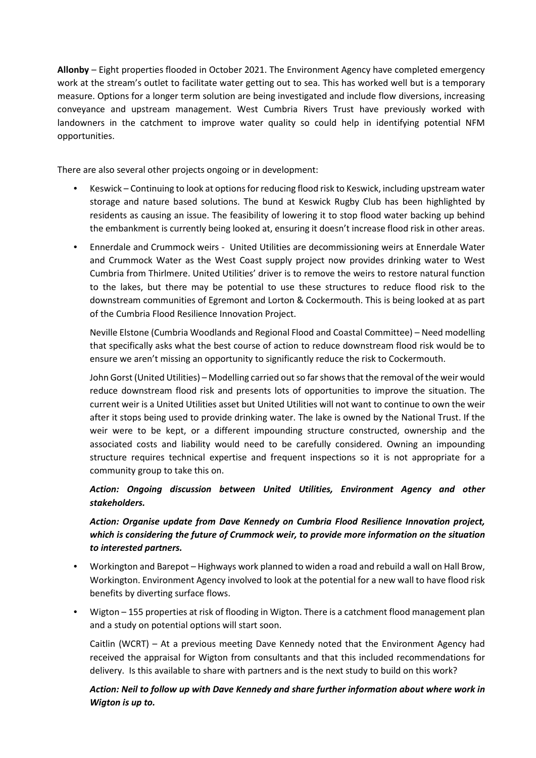**Allonby** – Eight properties flooded in October 2021. The Environment Agency have completed emergency work at the stream's outlet to facilitate water getting out to sea. This has worked well but is a temporary measure. Options for a longer term solution are being investigated and include flow diversions, increasing conveyance and upstream management. West Cumbria Rivers Trust have previously worked with landowners in the catchment to improve water quality so could help in identifying potential NFM opportunities.

There are also several other projects ongoing or in development:

- Keswick – Continuing to look at options for reducing flood risk to Keswick, including upstream water storage and nature based solutions. The bund at Keswick Rugby Club has been highlighted by residents as causing an issue. The feasibility of lowering it to stop flood water backing up behind the embankment is currently being looked at, ensuring it doesn't increase flood risk in other areas.
- Ennerdale and Crummock weirs - United Utilities are decommissioning weirs at Ennerdale Water and Crummock Water as the West Coast supply project now provides drinking water to West Cumbria from Thirlmere. United Utilities' driver is to remove the weirs to restore natural function to the lakes, but there may be potential to use these structures to reduce flood risk to the downstream communities of Egremont and Lorton & Cockermouth. This is being looked at as part of the Cumbria Flood Resilience Innovation Project.

  Neville Elstone (Cumbria Woodlands and Regional Flood and Coastal Committee) – Need modelling that specifically asks what the best course of action to reduce downstream flood risk would be to ensure we aren't missing an opportunity to significantly reduce the risk to Cockermouth.

  John Gorst (United Utilities) – Modelling carried out so far shows that the removal of the weir would reduce downstream flood risk and presents lots of opportunities to improve the situation. The current weir is a United Utilities asset but United Utilities will not want to continue to own the weir after it stops being used to provide drinking water. The lake is owned by the National Trust. If the weir were to be kept, or a different impounding structure constructed, ownership and the associated costs and liability would need to be carefully considered. Owning an impounding structure requires technical expertise and frequent inspections so it is not appropriate for a community group to take this on.

  ***Action: Ongoing discussion between United Utilities, Environment Agency and other stakeholders.***

  ***Action: Organise update from Dave Kennedy on Cumbria Flood Resilience Innovation project, which is considering the future of Crummock weir, to provide more information on the situation to interested partners.***

- Workington and Barepot – Highways work planned to widen a road and rebuild a wall on Hall Brow, Workington. Environment Agency involved to look at the potential for a new wall to have flood risk benefits by diverting surface flows.
- Wigton – 155 properties at risk of flooding in Wigton. There is a catchment flood management plan and a study on potential options will start soon.

  Caitlin (WCRT) – At a previous meeting Dave Kennedy noted that the Environment Agency had received the appraisal for Wigton from consultants and that this included recommendations for delivery. Is this available to share with partners and is the next study to build on this work?

  ***Action: Neil to follow up with Dave Kennedy and share further information about where work in Wigton is up to.***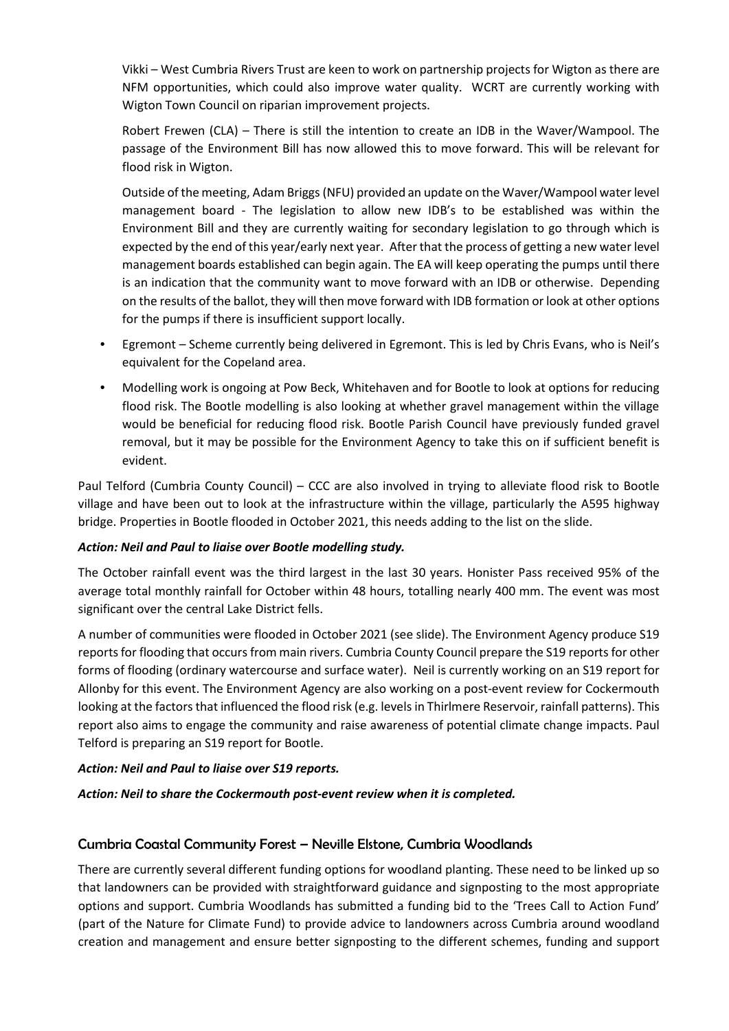Vikki – West Cumbria Rivers Trust are keen to work on partnership projects for Wigton as there are NFM opportunities, which could also improve water quality. WCRT are currently working with Wigton Town Council on riparian improvement projects.

Robert Frewen (CLA) – There is still the intention to create an IDB in the Waver/Wampool. The passage of the Environment Bill has now allowed this to move forward. This will be relevant for flood risk in Wigton.

Outside of the meeting, Adam Briggs (NFU) provided an update on the Waver/Wampool water level management board - The legislation to allow new IDB's to be established was within the Environment Bill and they are currently waiting for secondary legislation to go through which is expected by the end of this year/early next year. After that the process of getting a new water level management boards established can begin again. The EA will keep operating the pumps until there is an indication that the community want to move forward with an IDB or otherwise. Depending on the results of the ballot, they will then move forward with IDB formation or look at other options for the pumps if there is insufficient support locally.

- Egremont – Scheme currently being delivered in Egremont. This is led by Chris Evans, who is Neil's equivalent for the Copeland area.
- Modelling work is ongoing at Pow Beck, Whitehaven and for Bootle to look at options for reducing flood risk. The Bootle modelling is also looking at whether gravel management within the village would be beneficial for reducing flood risk. Bootle Parish Council have previously funded gravel removal, but it may be possible for the Environment Agency to take this on if sufficient benefit is evident.

Paul Telford (Cumbria County Council) – CCC are also involved in trying to alleviate flood risk to Bootle village and have been out to look at the infrastructure within the village, particularly the A595 highway bridge. Properties in Bootle flooded in October 2021, this needs adding to the list on the slide.

***Action: Neil and Paul to liaise over Bootle modelling study.***

The October rainfall event was the third largest in the last 30 years. Honister Pass received 95% of the average total monthly rainfall for October within 48 hours, totalling nearly 400 mm. The event was most significant over the central Lake District fells.

A number of communities were flooded in October 2021 (see slide). The Environment Agency produce S19 reports for flooding that occurs from main rivers. Cumbria County Council prepare the S19 reports for other forms of flooding (ordinary watercourse and surface water). Neil is currently working on an S19 report for Allonby for this event. The Environment Agency are also working on a post-event review for Cockermouth looking at the factors that influenced the flood risk (e.g. levels in Thirlmere Reservoir, rainfall patterns). This report also aims to engage the community and raise awareness of potential climate change impacts. Paul Telford is preparing an S19 report for Bootle.

***Action: Neil and Paul to liaise over S19 reports.***

***Action: Neil to share the Cockermouth post-event review when it is completed.***

## Cumbria Coastal Community Forest – Neville Elstone, Cumbria Woodlands

There are currently several different funding options for woodland planting. These need to be linked up so that landowners can be provided with straightforward guidance and signposting to the most appropriate options and support. Cumbria Woodlands has submitted a funding bid to the 'Trees Call to Action Fund' (part of the Nature for Climate Fund) to provide advice to landowners across Cumbria around woodland creation and management and ensure better signposting to the different schemes, funding and support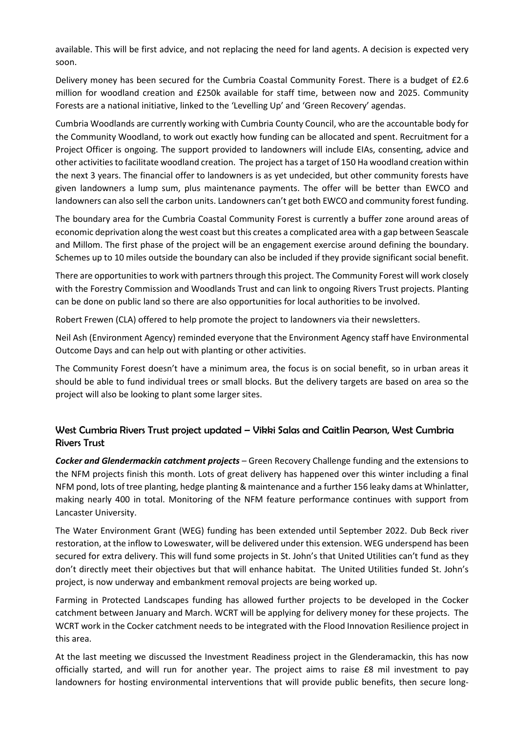available. This will be first advice, and not replacing the need for land agents. A decision is expected very soon.

Delivery money has been secured for the Cumbria Coastal Community Forest. There is a budget of £2.6 million for woodland creation and £250k available for staff time, between now and 2025. Community Forests are a national initiative, linked to the 'Levelling Up' and 'Green Recovery' agendas.

Cumbria Woodlands are currently working with Cumbria County Council, who are the accountable body for the Community Woodland, to work out exactly how funding can be allocated and spent. Recruitment for a Project Officer is ongoing. The support provided to landowners will include EIAs, consenting, advice and other activities to facilitate woodland creation. The project has a target of 150 Ha woodland creation within the next 3 years. The financial offer to landowners is as yet undecided, but other community forests have given landowners a lump sum, plus maintenance payments. The offer will be better than EWCO and landowners can also sell the carbon units. Landowners can't get both EWCO and community forest funding.

The boundary area for the Cumbria Coastal Community Forest is currently a buffer zone around areas of economic deprivation along the west coast but this creates a complicated area with a gap between Seascale and Millom. The first phase of the project will be an engagement exercise around defining the boundary. Schemes up to 10 miles outside the boundary can also be included if they provide significant social benefit.

There are opportunities to work with partners through this project. The Community Forest will work closely with the Forestry Commission and Woodlands Trust and can link to ongoing Rivers Trust projects. Planting can be done on public land so there are also opportunities for local authorities to be involved.

Robert Frewen (CLA) offered to help promote the project to landowners via their newsletters.

Neil Ash (Environment Agency) reminded everyone that the Environment Agency staff have Environmental Outcome Days and can help out with planting or other activities.

The Community Forest doesn't have a minimum area, the focus is on social benefit, so in urban areas it should be able to fund individual trees or small blocks. But the delivery targets are based on area so the project will also be looking to plant some larger sites.

## West Cumbria Rivers Trust project updated – Vikki Salas and Caitlin Pearson, West Cumbria Rivers Trust

***Cocker and Glendermackin catchment projects*** – Green Recovery Challenge funding and the extensions to the NFM projects finish this month. Lots of great delivery has happened over this winter including a final NFM pond, lots of tree planting, hedge planting & maintenance and a further 156 leaky dams at Whinlatter, making nearly 400 in total. Monitoring of the NFM feature performance continues with support from Lancaster University.

The Water Environment Grant (WEG) funding has been extended until September 2022. Dub Beck river restoration, at the inflow to Loweswater, will be delivered under this extension. WEG underspend has been secured for extra delivery. This will fund some projects in St. John's that United Utilities can't fund as they don't directly meet their objectives but that will enhance habitat. The United Utilities funded St. John's project, is now underway and embankment removal projects are being worked up.

Farming in Protected Landscapes funding has allowed further projects to be developed in the Cocker catchment between January and March. WCRT will be applying for delivery money for these projects. The WCRT work in the Cocker catchment needs to be integrated with the Flood Innovation Resilience project in this area.

At the last meeting we discussed the Investment Readiness project in the Glenderamackin, this has now officially started, and will run for another year. The project aims to raise £8 mil investment to pay landowners for hosting environmental interventions that will provide public benefits, then secure long-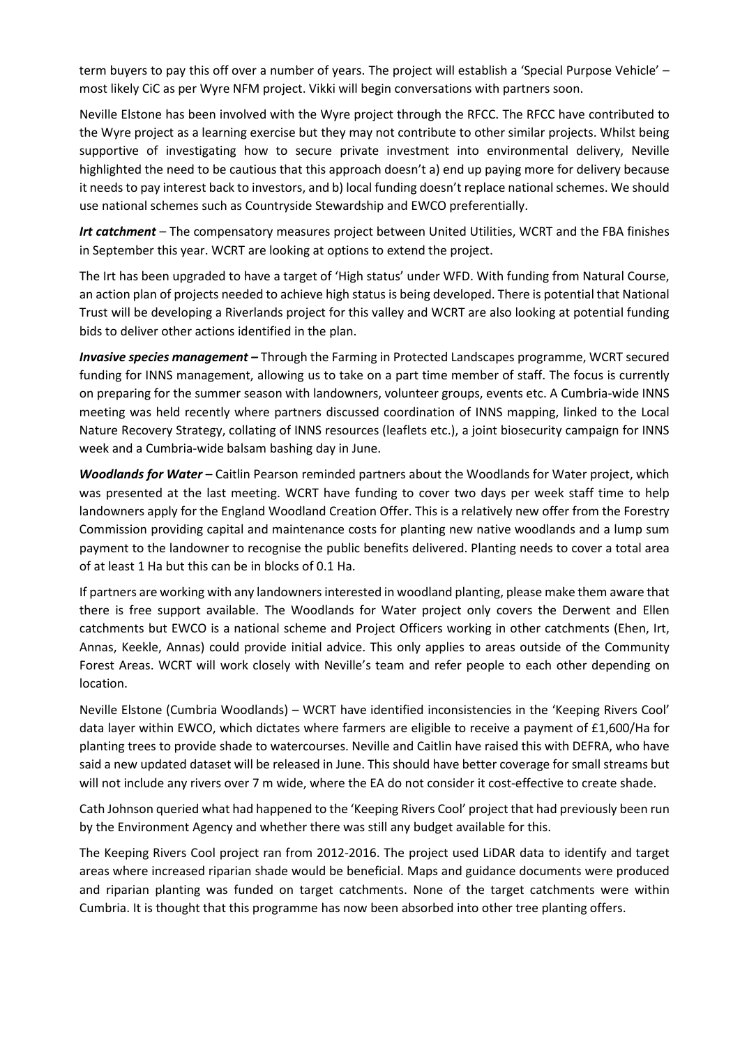term buyers to pay this off over a number of years. The project will establish a 'Special Purpose Vehicle' – most likely CiC as per Wyre NFM project. Vikki will begin conversations with partners soon.

Neville Elstone has been involved with the Wyre project through the RFCC. The RFCC have contributed to the Wyre project as a learning exercise but they may not contribute to other similar projects. Whilst being supportive of investigating how to secure private investment into environmental delivery, Neville highlighted the need to be cautious that this approach doesn't a) end up paying more for delivery because it needs to pay interest back to investors, and b) local funding doesn't replace national schemes. We should use national schemes such as Countryside Stewardship and EWCO preferentially.

***Irt catchment*** – The compensatory measures project between United Utilities, WCRT and the FBA finishes in September this year. WCRT are looking at options to extend the project.

The Irt has been upgraded to have a target of 'High status' under WFD. With funding from Natural Course, an action plan of projects needed to achieve high status is being developed. There is potential that National Trust will be developing a Riverlands project for this valley and WCRT are also looking at potential funding bids to deliver other actions identified in the plan.

***Invasive species management*** – Through the Farming in Protected Landscapes programme, WCRT secured funding for INNS management, allowing us to take on a part time member of staff. The focus is currently on preparing for the summer season with landowners, volunteer groups, events etc. A Cumbria-wide INNS meeting was held recently where partners discussed coordination of INNS mapping, linked to the Local Nature Recovery Strategy, collating of INNS resources (leaflets etc.), a joint biosecurity campaign for INNS week and a Cumbria-wide balsam bashing day in June.

***Woodlands for Water*** – Caitlin Pearson reminded partners about the Woodlands for Water project, which was presented at the last meeting. WCRT have funding to cover two days per week staff time to help landowners apply for the England Woodland Creation Offer. This is a relatively new offer from the Forestry Commission providing capital and maintenance costs for planting new native woodlands and a lump sum payment to the landowner to recognise the public benefits delivered. Planting needs to cover a total area of at least 1 Ha but this can be in blocks of 0.1 Ha.

If partners are working with any landowners interested in woodland planting, please make them aware that there is free support available. The Woodlands for Water project only covers the Derwent and Ellen catchments but EWCO is a national scheme and Project Officers working in other catchments (Ehen, Irt, Annas, Keekle, Annas) could provide initial advice. This only applies to areas outside of the Community Forest Areas. WCRT will work closely with Neville's team and refer people to each other depending on location.

Neville Elstone (Cumbria Woodlands) – WCRT have identified inconsistencies in the 'Keeping Rivers Cool' data layer within EWCO, which dictates where farmers are eligible to receive a payment of £1,600/Ha for planting trees to provide shade to watercourses. Neville and Caitlin have raised this with DEFRA, who have said a new updated dataset will be released in June. This should have better coverage for small streams but will not include any rivers over 7 m wide, where the EA do not consider it cost-effective to create shade.

Cath Johnson queried what had happened to the 'Keeping Rivers Cool' project that had previously been run by the Environment Agency and whether there was still any budget available for this.

The Keeping Rivers Cool project ran from 2012-2016. The project used LiDAR data to identify and target areas where increased riparian shade would be beneficial. Maps and guidance documents were produced and riparian planting was funded on target catchments. None of the target catchments were within Cumbria. It is thought that this programme has now been absorbed into other tree planting offers.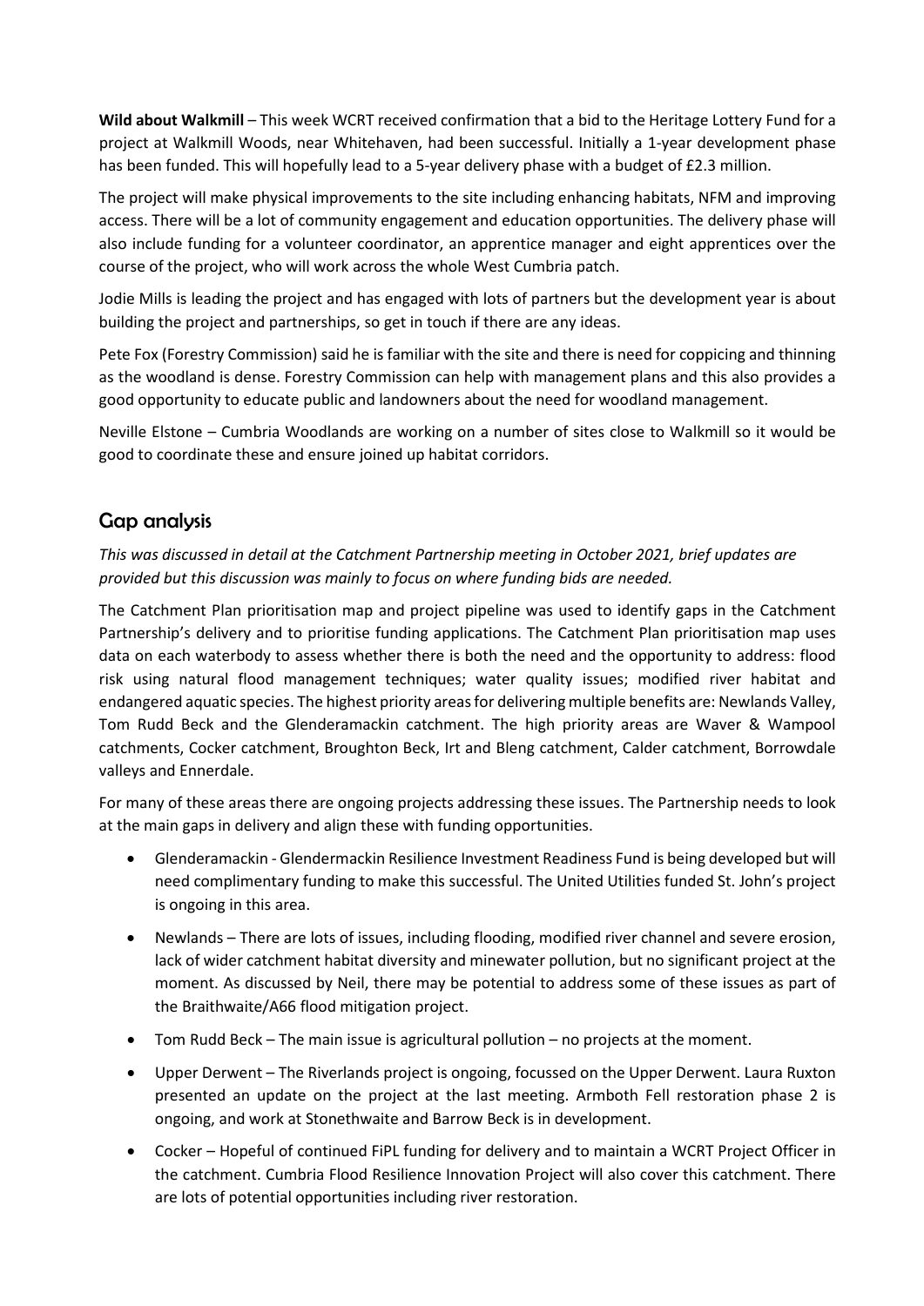**Wild about Walkmill** – This week WCRT received confirmation that a bid to the Heritage Lottery Fund for a project at Walkmill Woods, near Whitehaven, had been successful. Initially a 1-year development phase has been funded. This will hopefully lead to a 5-year delivery phase with a budget of £2.3 million.

The project will make physical improvements to the site including enhancing habitats, NFM and improving access. There will be a lot of community engagement and education opportunities. The delivery phase will also include funding for a volunteer coordinator, an apprentice manager and eight apprentices over the course of the project, who will work across the whole West Cumbria patch.

Jodie Mills is leading the project and has engaged with lots of partners but the development year is about building the project and partnerships, so get in touch if there are any ideas.

Pete Fox (Forestry Commission) said he is familiar with the site and there is need for coppicing and thinning as the woodland is dense. Forestry Commission can help with management plans and this also provides a good opportunity to educate public and landowners about the need for woodland management.

Neville Elstone – Cumbria Woodlands are working on a number of sites close to Walkmill so it would be good to coordinate these and ensure joined up habitat corridors.

## Gap analysis

*This was discussed in detail at the Catchment Partnership meeting in October 2021, brief updates are provided but this discussion was mainly to focus on where funding bids are needed.*

The Catchment Plan prioritisation map and project pipeline was used to identify gaps in the Catchment Partnership's delivery and to prioritise funding applications. The Catchment Plan prioritisation map uses data on each waterbody to assess whether there is both the need and the opportunity to address: flood risk using natural flood management techniques; water quality issues; modified river habitat and endangered aquatic species. The highest priority areas for delivering multiple benefits are: Newlands Valley, Tom Rudd Beck and the Glenderamackin catchment. The high priority areas are Waver & Wampool catchments, Cocker catchment, Broughton Beck, Irt and Bleng catchment, Calder catchment, Borrowdale valleys and Ennerdale.

For many of these areas there are ongoing projects addressing these issues. The Partnership needs to look at the main gaps in delivery and align these with funding opportunities.

- Glenderamackin - Glendermackin Resilience Investment Readiness Fund is being developed but will need complimentary funding to make this successful. The United Utilities funded St. John's project is ongoing in this area.
- Newlands – There are lots of issues, including flooding, modified river channel and severe erosion, lack of wider catchment habitat diversity and minewater pollution, but no significant project at the moment. As discussed by Neil, there may be potential to address some of these issues as part of the Braithwaite/A66 flood mitigation project.
- Tom Rudd Beck – The main issue is agricultural pollution – no projects at the moment.
- Upper Derwent – The Riverlands project is ongoing, focussed on the Upper Derwent. Laura Ruxton presented an update on the project at the last meeting. Armboth Fell restoration phase 2 is ongoing, and work at Stonethwaite and Barrow Beck is in development.
- Cocker – Hopeful of continued FiPL funding for delivery and to maintain a WCRT Project Officer in the catchment. Cumbria Flood Resilience Innovation Project will also cover this catchment. There are lots of potential opportunities including river restoration.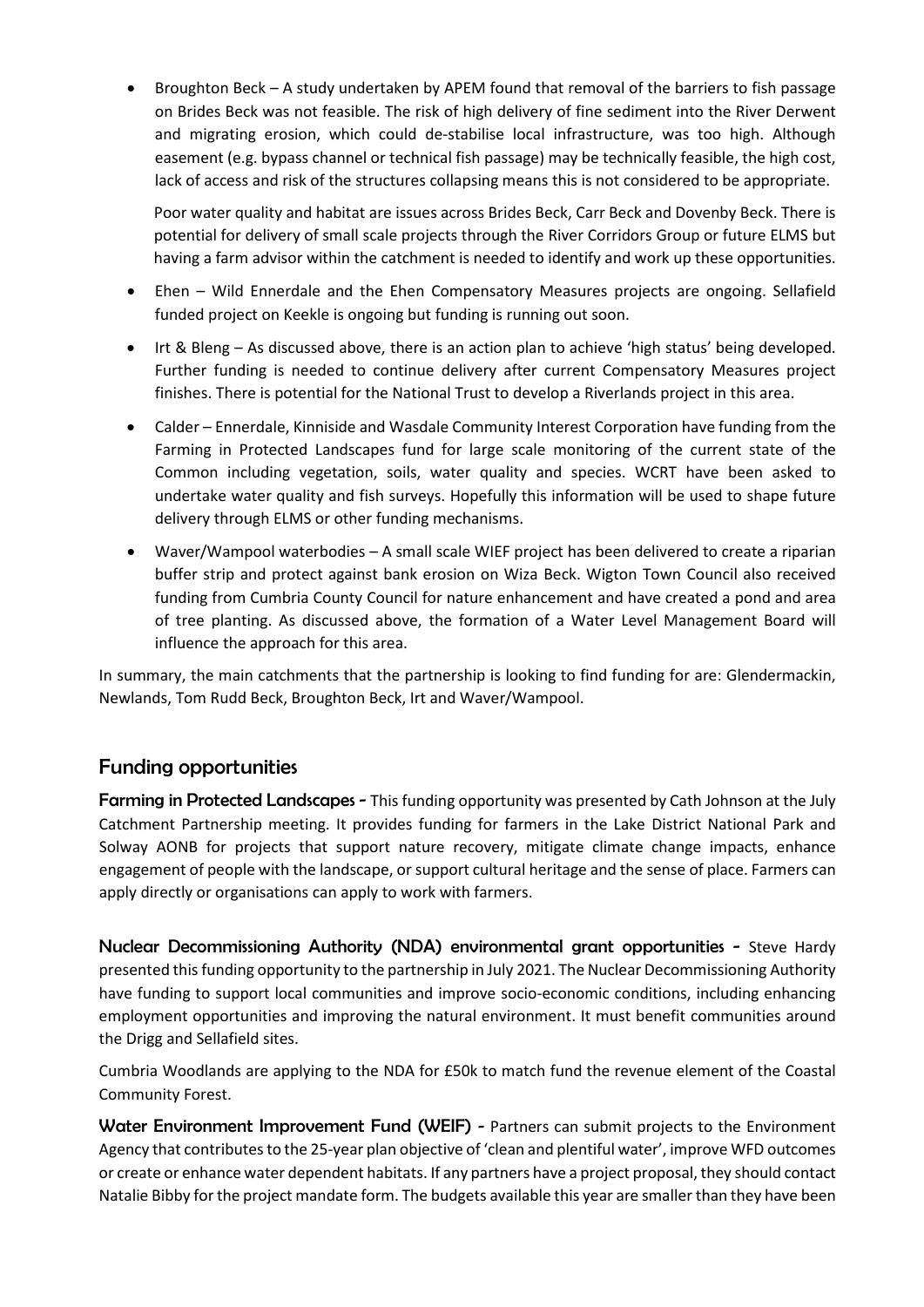- Broughton Beck – A study undertaken by APEM found that removal of the barriers to fish passage on Brides Beck was not feasible. The risk of high delivery of fine sediment into the River Derwent and migrating erosion, which could de-stabilise local infrastructure, was too high. Although easement (e.g. bypass channel or technical fish passage) may be technically feasible, the high cost, lack of access and risk of the structures collapsing means this is not considered to be appropriate.

  Poor water quality and habitat are issues across Brides Beck, Carr Beck and Dovenby Beck. There is potential for delivery of small scale projects through the River Corridors Group or future ELMS but having a farm advisor within the catchment is needed to identify and work up these opportunities.

- Ehen – Wild Ennerdale and the Ehen Compensatory Measures projects are ongoing. Sellafield funded project on Keekle is ongoing but funding is running out soon.
- Irt & Bleng – As discussed above, there is an action plan to achieve 'high status' being developed. Further funding is needed to continue delivery after current Compensatory Measures project finishes. There is potential for the National Trust to develop a Riverlands project in this area.
- Calder – Ennerdale, Kinniside and Wasdale Community Interest Corporation have funding from the Farming in Protected Landscapes fund for large scale monitoring of the current state of the Common including vegetation, soils, water quality and species. WCRT have been asked to undertake water quality and fish surveys. Hopefully this information will be used to shape future delivery through ELMS or other funding mechanisms.
- Waver/Wampool waterbodies – A small scale WIEF project has been delivered to create a riparian buffer strip and protect against bank erosion on Wiza Beck. Wigton Town Council also received funding from Cumbria County Council for nature enhancement and have created a pond and area of tree planting. As discussed above, the formation of a Water Level Management Board will influence the approach for this area.

In summary, the main catchments that the partnership is looking to find funding for are: Glendermackin, Newlands, Tom Rudd Beck, Broughton Beck, Irt and Waver/Wampool.

## Funding opportunities

**Farming in Protected Landscapes -** This funding opportunity was presented by Cath Johnson at the July Catchment Partnership meeting. It provides funding for farmers in the Lake District National Park and Solway AONB for projects that support nature recovery, mitigate climate change impacts, enhance engagement of people with the landscape, or support cultural heritage and the sense of place. Farmers can apply directly or organisations can apply to work with farmers.

**Nuclear Decommissioning Authority (NDA) environmental grant opportunities -** Steve Hardy presented this funding opportunity to the partnership in July 2021. The Nuclear Decommissioning Authority have funding to support local communities and improve socio-economic conditions, including enhancing employment opportunities and improving the natural environment. It must benefit communities around the Drigg and Sellafield sites.

Cumbria Woodlands are applying to the NDA for £50k to match fund the revenue element of the Coastal Community Forest.

**Water Environment Improvement Fund (WEIF) -** Partners can submit projects to the Environment Agency that contributes to the 25-year plan objective of 'clean and plentiful water', improve WFD outcomes or create or enhance water dependent habitats. If any partners have a project proposal, they should contact Natalie Bibby for the project mandate form. The budgets available this year are smaller than they have been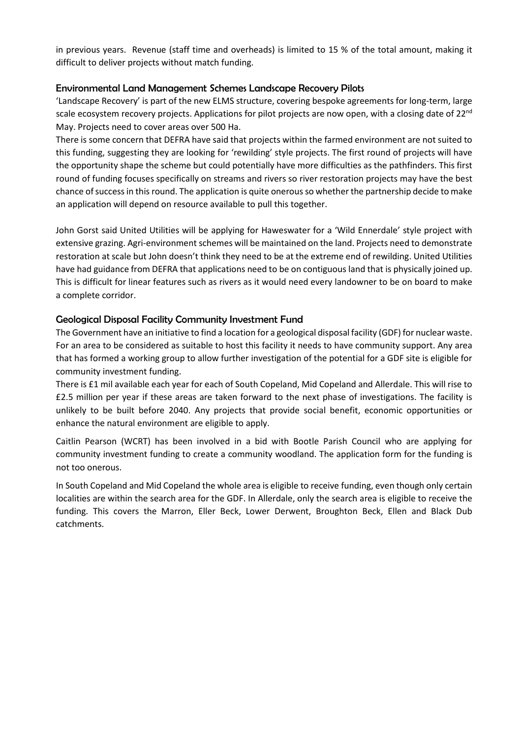in previous years. Revenue (staff time and overheads) is limited to 15 % of the total amount, making it difficult to deliver projects without match funding.

### Environmental Land Management Schemes Landscape Recovery Pilots

'Landscape Recovery' is part of the new ELMS structure, covering bespoke agreements for long-term, large scale ecosystem recovery projects. Applications for pilot projects are now open, with a closing date of 22nd May. Projects need to cover areas over 500 Ha.

There is some concern that DEFRA have said that projects within the farmed environment are not suited to this funding, suggesting they are looking for 'rewilding' style projects. The first round of projects will have the opportunity shape the scheme but could potentially have more difficulties as the pathfinders. This first round of funding focuses specifically on streams and rivers so river restoration projects may have the best chance of success in this round. The application is quite onerous so whether the partnership decide to make an application will depend on resource available to pull this together.

John Gorst said United Utilities will be applying for Haweswater for a 'Wild Ennerdale' style project with extensive grazing. Agri-environment schemes will be maintained on the land. Projects need to demonstrate restoration at scale but John doesn't think they need to be at the extreme end of rewilding. United Utilities have had guidance from DEFRA that applications need to be on contiguous land that is physically joined up. This is difficult for linear features such as rivers as it would need every landowner to be on board to make a complete corridor.

### Geological Disposal Facility Community Investment Fund

The Government have an initiative to find a location for a geological disposal facility (GDF) for nuclear waste. For an area to be considered as suitable to host this facility it needs to have community support. Any area that has formed a working group to allow further investigation of the potential for a GDF site is eligible for community investment funding.

There is £1 mil available each year for each of South Copeland, Mid Copeland and Allerdale. This will rise to £2.5 million per year if these areas are taken forward to the next phase of investigations. The facility is unlikely to be built before 2040. Any projects that provide social benefit, economic opportunities or enhance the natural environment are eligible to apply.

Caitlin Pearson (WCRT) has been involved in a bid with Bootle Parish Council who are applying for community investment funding to create a community woodland. The application form for the funding is not too onerous.

In South Copeland and Mid Copeland the whole area is eligible to receive funding, even though only certain localities are within the search area for the GDF. In Allerdale, only the search area is eligible to receive the funding. This covers the Marron, Eller Beck, Lower Derwent, Broughton Beck, Ellen and Black Dub catchments.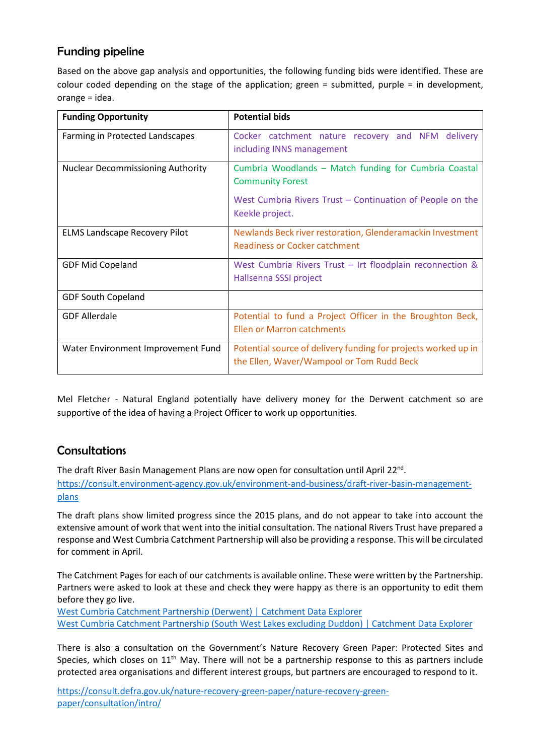## Funding pipeline

Based on the above gap analysis and opportunities, the following funding bids were identified. These are colour coded depending on the stage of the application; green = submitted, purple = in development, orange = idea.

| Funding Opportunity | Potential bids |
|---|---|
| Farming in Protected Landscapes | Cocker catchment nature recovery and NFM delivery including INNS management |
| Nuclear Decommissioning Authority | Cumbria Woodlands – Match funding for Cumbria Coastal Community Forest<br><br>West Cumbria Rivers Trust – Continuation of People on the Keekle project. |
| ELMS Landscape Recovery Pilot | Newlands Beck river restoration, Glenderamackin Investment Readiness or Cocker catchment |
| GDF Mid Copeland | West Cumbria Rivers Trust – Irt floodplain reconnection & Hallsenna SSSI project |
| GDF South Copeland | |
| GDF Allerdale | Potential to fund a Project Officer in the Broughton Beck, Ellen or Marron catchments |
| Water Environment Improvement Fund | Potential source of delivery funding for projects worked up in the Ellen, Waver/Wampool or Tom Rudd Beck |

Mel Fletcher - Natural England potentially have delivery money for the Derwent catchment so are supportive of the idea of having a Project Officer to work up opportunities.

## Consultations

The draft River Basin Management Plans are now open for consultation until April 22nd.
https://consult.environment-agency.gov.uk/environment-and-business/draft-river-basin-management-plans

The draft plans show limited progress since the 2015 plans, and do not appear to take into account the extensive amount of work that went into the initial consultation. The national Rivers Trust have prepared a response and West Cumbria Catchment Partnership will also be providing a response. This will be circulated for comment in April.

The Catchment Pages for each of our catchments is available online. These were written by the Partnership. Partners were asked to look at these and check they were happy as there is an opportunity to edit them before they go live.
West Cumbria Catchment Partnership (Derwent) | Catchment Data Explorer
West Cumbria Catchment Partnership (South West Lakes excluding Duddon) | Catchment Data Explorer

There is also a consultation on the Government's Nature Recovery Green Paper: Protected Sites and Species, which closes on 11th May. There will not be a partnership response to this as partners include protected area organisations and different interest groups, but partners are encouraged to respond to it.

https://consult.defra.gov.uk/nature-recovery-green-paper/nature-recovery-green-paper/consultation/intro/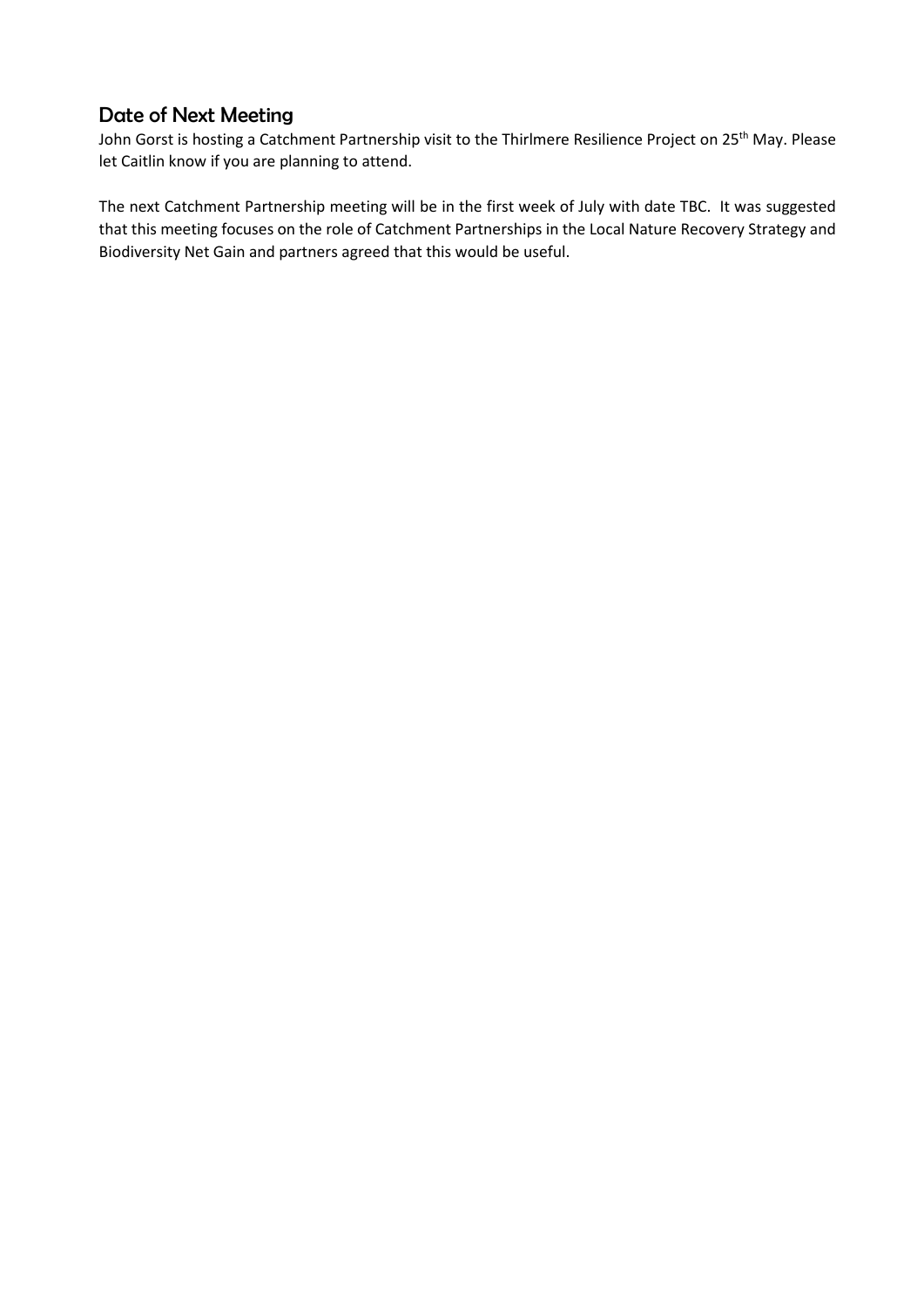## Date of Next Meeting

John Gorst is hosting a Catchment Partnership visit to the Thirlmere Resilience Project on 25th May. Please let Caitlin know if you are planning to attend.

The next Catchment Partnership meeting will be in the first week of July with date TBC. It was suggested that this meeting focuses on the role of Catchment Partnerships in the Local Nature Recovery Strategy and Biodiversity Net Gain and partners agreed that this would be useful.